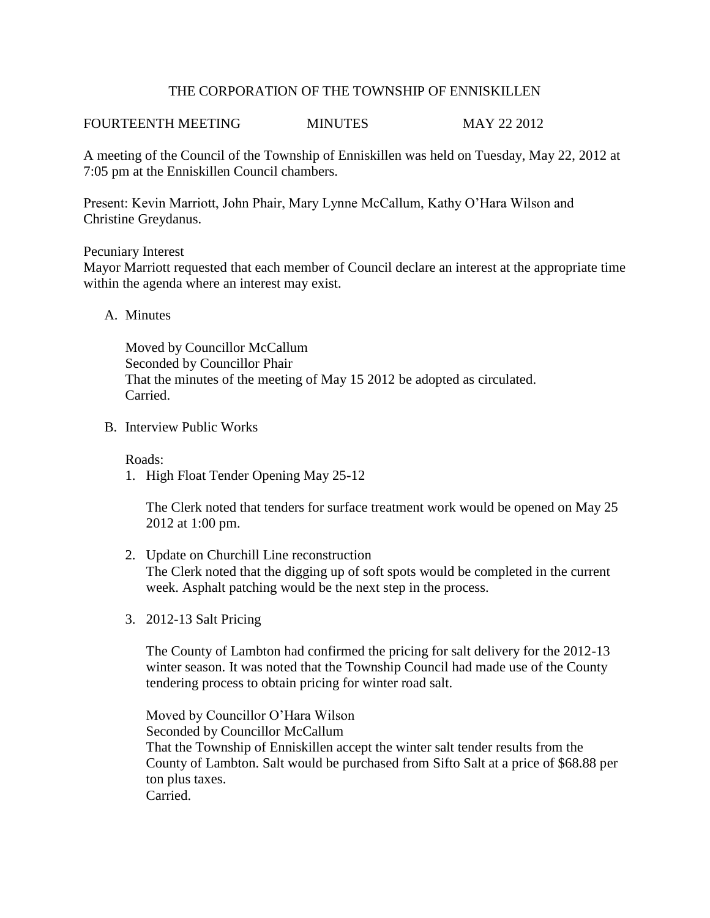# THE CORPORATION OF THE TOWNSHIP OF ENNISKILLEN

FOURTEENTH MEETING  MINUTES  MAY 22 2012

A meeting of the Council of the Township of Enniskillen was held on Tuesday, May 22, 2012 at 7:05 pm at the Enniskillen Council chambers.

Present: Kevin Marriott, John Phair, Mary Lynne McCallum, Kathy O'Hara Wilson and Christine Greydanus.

Pecuniary Interest
Mayor Marriott requested that each member of Council declare an interest at the appropriate time within the agenda where an interest may exist.

A. Minutes

   Moved by Councillor McCallum
   Seconded by Councillor Phair
   That the minutes of the meeting of May 15 2012 be adopted as circulated.
   Carried.

B. Interview Public Works

   Roads:

   1. High Float Tender Opening May 25-12

      The Clerk noted that tenders for surface treatment work would be opened on May 25 2012 at 1:00 pm.

   2. Update on Churchill Line reconstruction
      The Clerk noted that the digging up of soft spots would be completed in the current week. Asphalt patching would be the next step in the process.

   3. 2012-13 Salt Pricing

      The County of Lambton had confirmed the pricing for salt delivery for the 2012-13 winter season. It was noted that the Township Council had made use of the County tendering process to obtain pricing for winter road salt.

      Moved by Councillor O'Hara Wilson
      Seconded by Councillor McCallum
      That the Township of Enniskillen accept the winter salt tender results from the County of Lambton. Salt would be purchased from Sifto Salt at a price of $68.88 per ton plus taxes.
      Carried.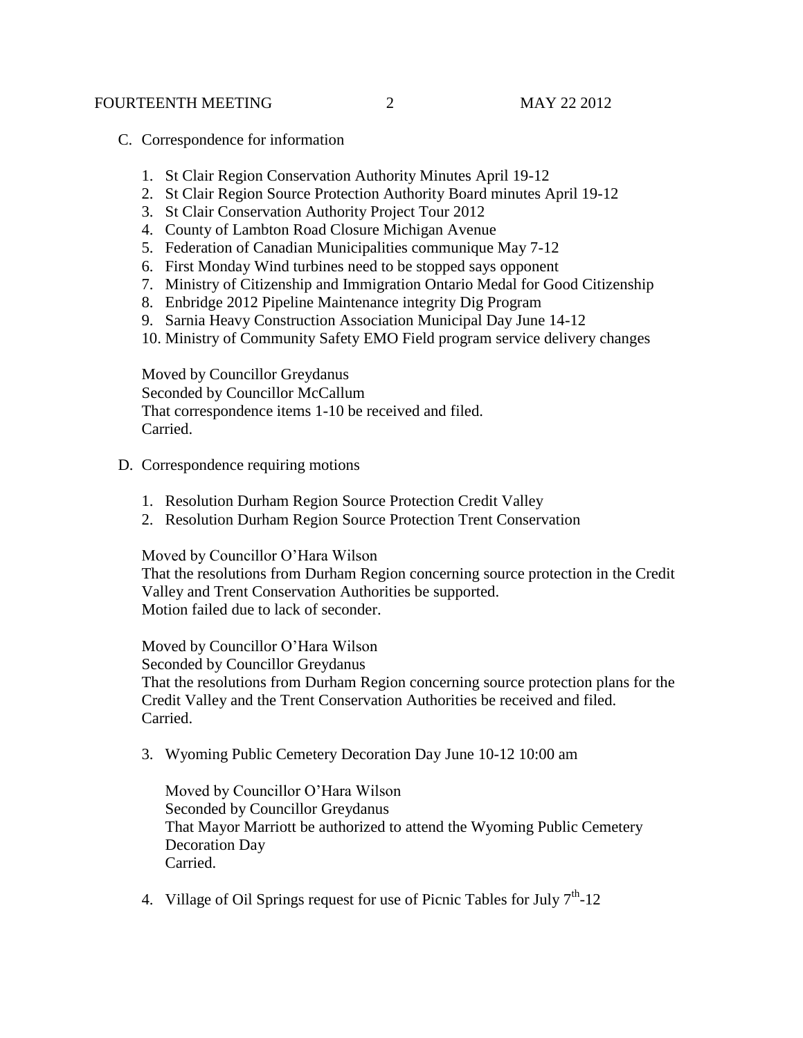C. Correspondence for information

1. St Clair Region Conservation Authority Minutes April 19-12
2. St Clair Region Source Protection Authority Board minutes April 19-12
3. St Clair Conservation Authority Project Tour 2012
4. County of Lambton Road Closure Michigan Avenue
5. Federation of Canadian Municipalities communique May 7-12
6. First Monday Wind turbines need to be stopped says opponent
7. Ministry of Citizenship and Immigration Ontario Medal for Good Citizenship
8. Enbridge 2012 Pipeline Maintenance integrity Dig Program
9. Sarnia Heavy Construction Association Municipal Day June 14-12
10. Ministry of Community Safety EMO Field program service delivery changes

Moved by Councillor Greydanus
Seconded by Councillor McCallum
That correspondence items 1-10 be received and filed.
Carried.

D. Correspondence requiring motions

1. Resolution Durham Region Source Protection Credit Valley
2. Resolution Durham Region Source Protection Trent Conservation

Moved by Councillor O'Hara Wilson
That the resolutions from Durham Region concerning source protection in the Credit Valley and Trent Conservation Authorities be supported.
Motion failed due to lack of seconder.

Moved by Councillor O'Hara Wilson
Seconded by Councillor Greydanus
That the resolutions from Durham Region concerning source protection plans for the Credit Valley and the Trent Conservation Authorities be received and filed.
Carried.

3. Wyoming Public Cemetery Decoration Day June 10-12 10:00 am

   Moved by Councillor O'Hara Wilson
   Seconded by Councillor Greydanus
   That Mayor Marriott be authorized to attend the Wyoming Public Cemetery Decoration Day
   Carried.

4. Village of Oil Springs request for use of Picnic Tables for July 7th-12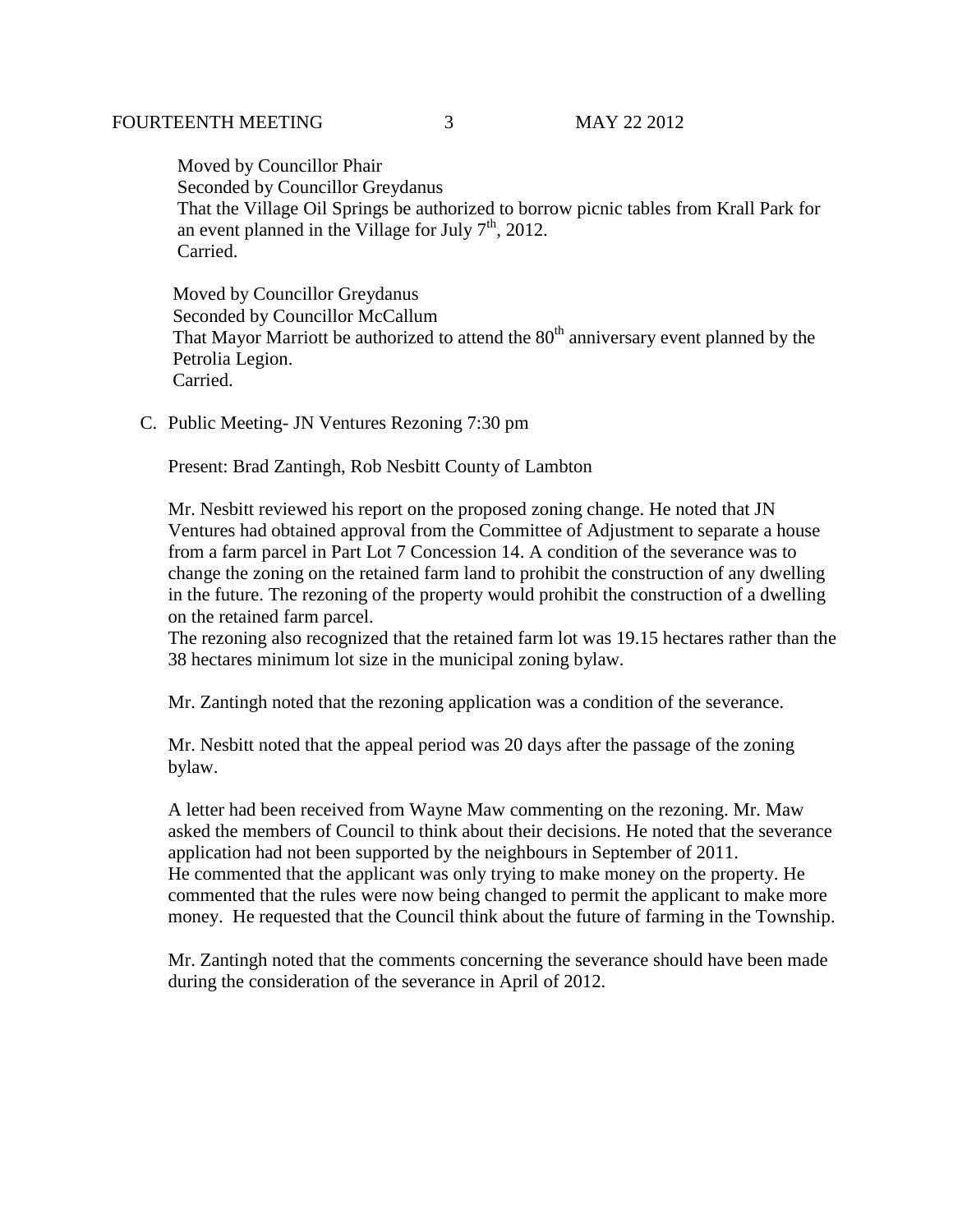Moved by Councillor Phair
Seconded by Councillor Greydanus
That the Village Oil Springs be authorized to borrow picnic tables from Krall Park for an event planned in the Village for July 7th, 2012.
Carried.

Moved by Councillor Greydanus
Seconded by Councillor McCallum
That Mayor Marriott be authorized to attend the 80th anniversary event planned by the Petrolia Legion.
Carried.

C. Public Meeting- JN Ventures Rezoning 7:30 pm

Present: Brad Zantingh, Rob Nesbitt County of Lambton

Mr. Nesbitt reviewed his report on the proposed zoning change. He noted that JN Ventures had obtained approval from the Committee of Adjustment to separate a house from a farm parcel in Part Lot 7 Concession 14. A condition of the severance was to change the zoning on the retained farm land to prohibit the construction of any dwelling in the future. The rezoning of the property would prohibit the construction of a dwelling on the retained farm parcel.
The rezoning also recognized that the retained farm lot was 19.15 hectares rather than the 38 hectares minimum lot size in the municipal zoning bylaw.

Mr. Zantingh noted that the rezoning application was a condition of the severance.

Mr. Nesbitt noted that the appeal period was 20 days after the passage of the zoning bylaw.

A letter had been received from Wayne Maw commenting on the rezoning. Mr. Maw asked the members of Council to think about their decisions. He noted that the severance application had not been supported by the neighbours in September of 2011.
He commented that the applicant was only trying to make money on the property. He commented that the rules were now being changed to permit the applicant to make more money. He requested that the Council think about the future of farming in the Township.

Mr. Zantingh noted that the comments concerning the severance should have been made during the consideration of the severance in April of 2012.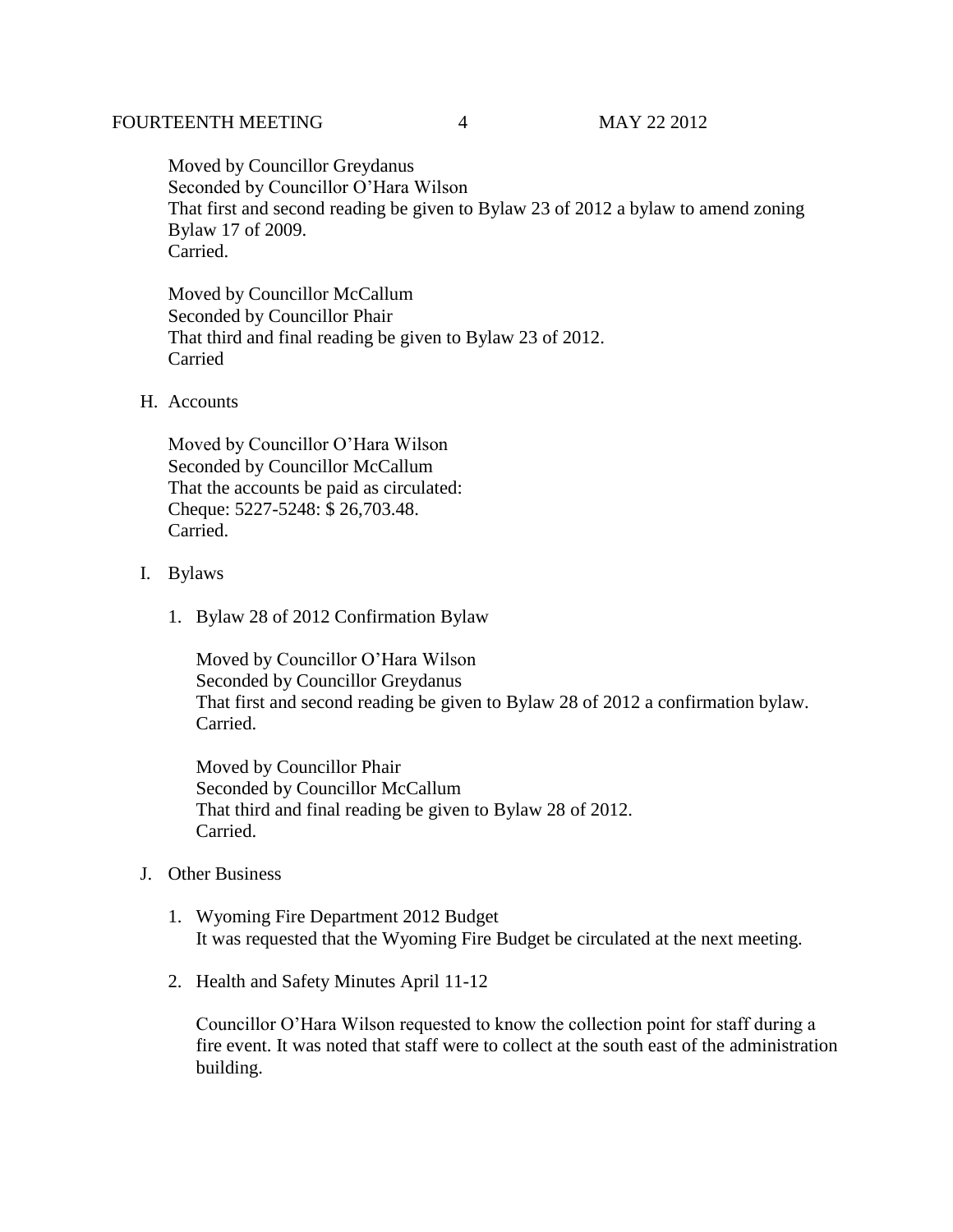Moved by Councillor Greydanus
Seconded by Councillor O'Hara Wilson
That first and second reading be given to Bylaw 23 of 2012 a bylaw to amend zoning Bylaw 17 of 2009.
Carried.

Moved by Councillor McCallum
Seconded by Councillor Phair
That third and final reading be given to Bylaw 23 of 2012.
Carried

H. Accounts

Moved by Councillor O'Hara Wilson
Seconded by Councillor McCallum
That the accounts be paid as circulated:
Cheque: 5227-5248: $ 26,703.48.
Carried.

I. Bylaws

1. Bylaw 28 of 2012 Confirmation Bylaw

   Moved by Councillor O'Hara Wilson
   Seconded by Councillor Greydanus
   That first and second reading be given to Bylaw 28 of 2012 a confirmation bylaw.
   Carried.

   Moved by Councillor Phair
   Seconded by Councillor McCallum
   That third and final reading be given to Bylaw 28 of 2012.
   Carried.

J. Other Business

1. Wyoming Fire Department 2012 Budget
   It was requested that the Wyoming Fire Budget be circulated at the next meeting.

2. Health and Safety Minutes April 11-12

   Councillor O'Hara Wilson requested to know the collection point for staff during a fire event. It was noted that staff were to collect at the south east of the administration building.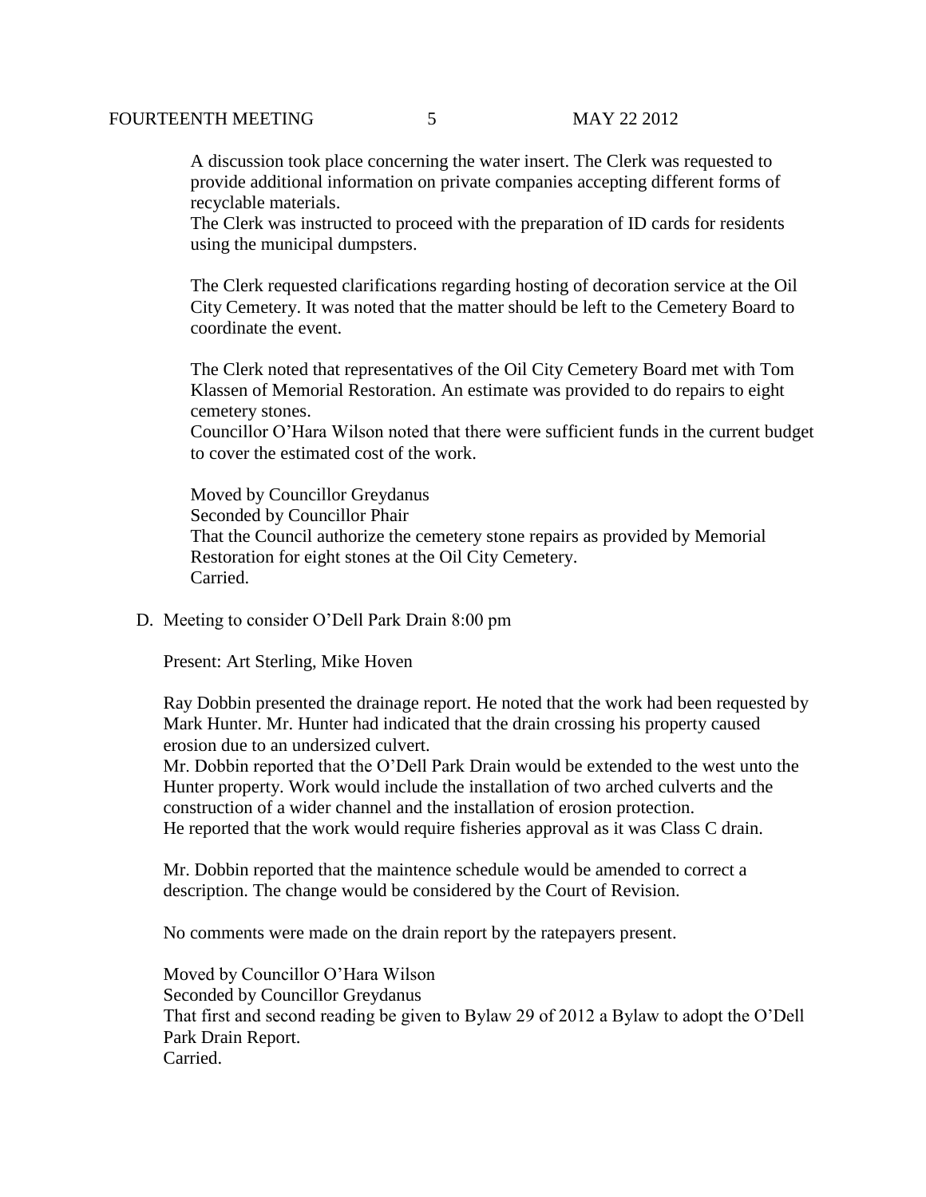A discussion took place concerning the water insert. The Clerk was requested to provide additional information on private companies accepting different forms of recyclable materials.
The Clerk was instructed to proceed with the preparation of ID cards for residents using the municipal dumpsters.

The Clerk requested clarifications regarding hosting of decoration service at the Oil City Cemetery. It was noted that the matter should be left to the Cemetery Board to coordinate the event.

The Clerk noted that representatives of the Oil City Cemetery Board met with Tom Klassen of Memorial Restoration. An estimate was provided to do repairs to eight cemetery stones.
Councillor O'Hara Wilson noted that there were sufficient funds in the current budget to cover the estimated cost of the work.

Moved by Councillor Greydanus
Seconded by Councillor Phair
That the Council authorize the cemetery stone repairs as provided by Memorial Restoration for eight stones at the Oil City Cemetery.
Carried.

D. Meeting to consider O'Dell Park Drain 8:00 pm

Present: Art Sterling, Mike Hoven

Ray Dobbin presented the drainage report. He noted that the work had been requested by Mark Hunter. Mr. Hunter had indicated that the drain crossing his property caused erosion due to an undersized culvert.
Mr. Dobbin reported that the O'Dell Park Drain would be extended to the west unto the Hunter property. Work would include the installation of two arched culverts and the construction of a wider channel and the installation of erosion protection.
He reported that the work would require fisheries approval as it was Class C drain.

Mr. Dobbin reported that the maintence schedule would be amended to correct a description. The change would be considered by the Court of Revision.

No comments were made on the drain report by the ratepayers present.

Moved by Councillor O'Hara Wilson
Seconded by Councillor Greydanus
That first and second reading be given to Bylaw 29 of 2012 a Bylaw to adopt the O'Dell Park Drain Report.
Carried.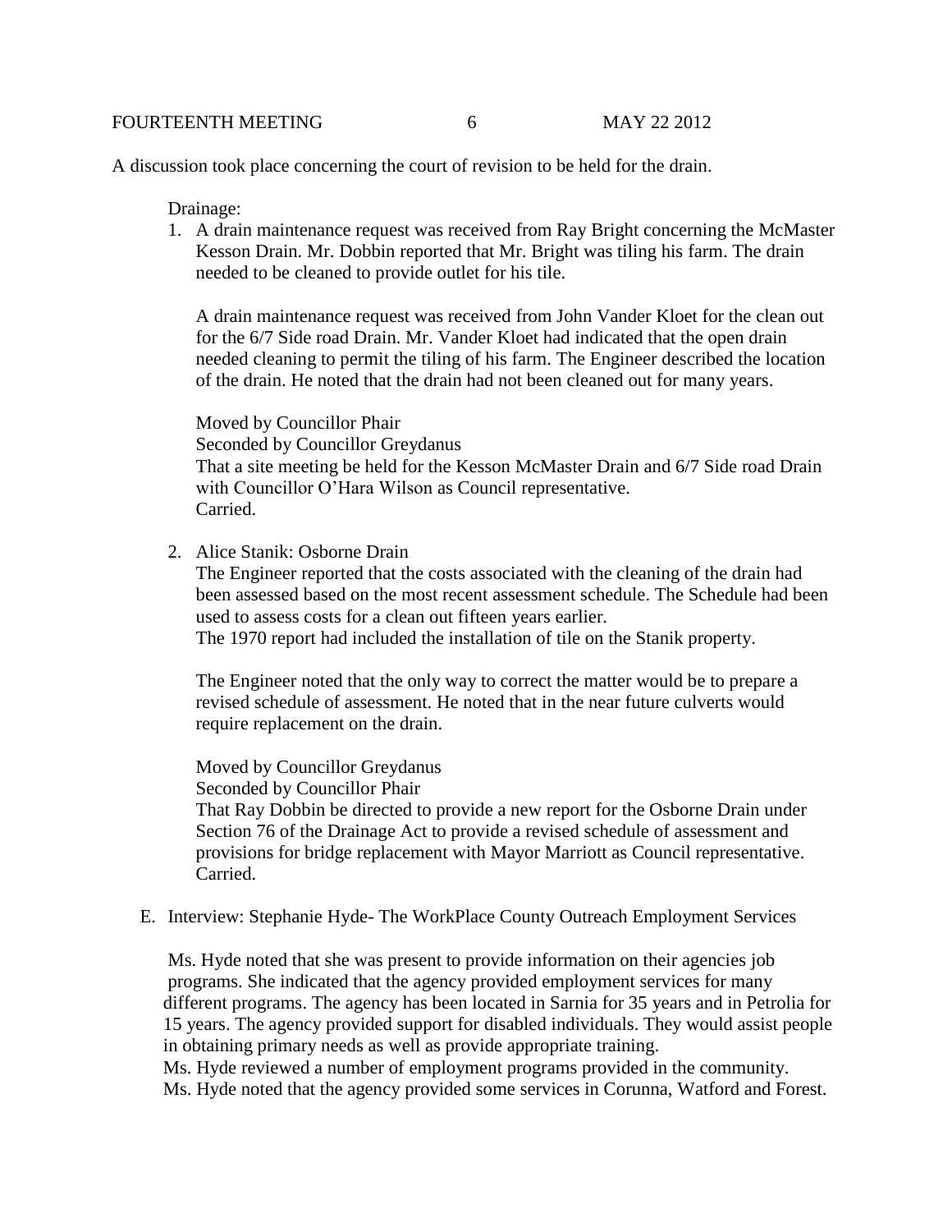A discussion took place concerning the court of revision to be held for the drain.

Drainage:

1. A drain maintenance request was received from Ray Bright concerning the McMaster Kesson Drain. Mr. Dobbin reported that Mr. Bright was tiling his farm. The drain needed to be cleaned to provide outlet for his tile.

   A drain maintenance request was received from John Vander Kloet for the clean out for the 6/7 Side road Drain. Mr. Vander Kloet had indicated that the open drain needed cleaning to permit the tiling of his farm. The Engineer described the location of the drain. He noted that the drain had not been cleaned out for many years.

   Moved by Councillor Phair
   Seconded by Councillor Greydanus
   That a site meeting be held for the Kesson McMaster Drain and 6/7 Side road Drain with Councillor O'Hara Wilson as Council representative.
   Carried.

2. Alice Stanik: Osborne Drain
   The Engineer reported that the costs associated with the cleaning of the drain had been assessed based on the most recent assessment schedule. The Schedule had been used to assess costs for a clean out fifteen years earlier.
   The 1970 report had included the installation of tile on the Stanik property.

   The Engineer noted that the only way to correct the matter would be to prepare a revised schedule of assessment. He noted that in the near future culverts would require replacement on the drain.

   Moved by Councillor Greydanus
   Seconded by Councillor Phair
   That Ray Dobbin be directed to provide a new report for the Osborne Drain under Section 76 of the Drainage Act to provide a revised schedule of assessment and provisions for bridge replacement with Mayor Marriott as Council representative.
   Carried.

E. Interview: Stephanie Hyde- The WorkPlace County Outreach Employment Services

Ms. Hyde noted that she was present to provide information on their agencies job programs. She indicated that the agency provided employment services for many different programs. The agency has been located in Sarnia for 35 years and in Petrolia for 15 years. The agency provided support for disabled individuals. They would assist people in obtaining primary needs as well as provide appropriate training.
Ms. Hyde reviewed a number of employment programs provided in the community.
Ms. Hyde noted that the agency provided some services in Corunna, Watford and Forest.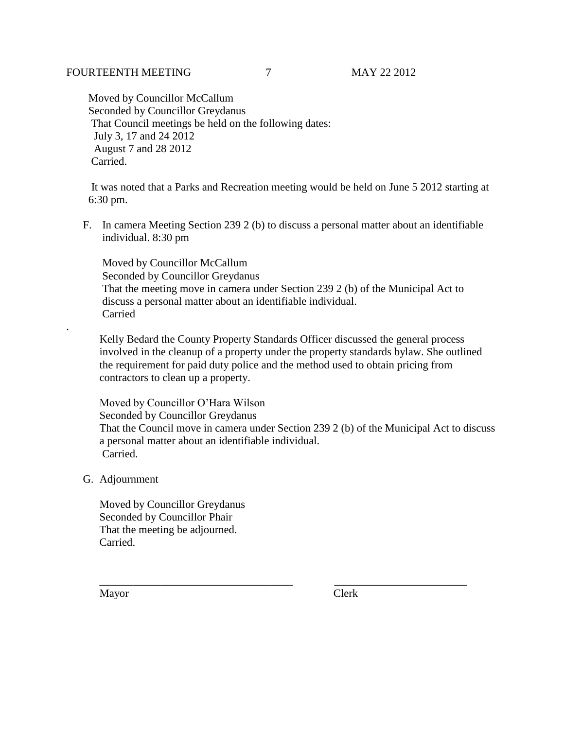Moved by Councillor McCallum
Seconded by Councillor Greydanus
That Council meetings be held on the following dates:
July 3, 17 and 24 2012
August 7 and 28 2012
Carried.

It was noted that a Parks and Recreation meeting would be held on June 5 2012 starting at 6:30 pm.

F. In camera Meeting Section 239 2 (b) to discuss a personal matter about an identifiable individual. 8:30 pm

Moved by Councillor McCallum
Seconded by Councillor Greydanus
That the meeting move in camera under Section 239 2 (b) of the Municipal Act to discuss a personal matter about an identifiable individual.
Carried

Kelly Bedard the County Property Standards Officer discussed the general process involved in the cleanup of a property under the property standards bylaw. She outlined the requirement for paid duty police and the method used to obtain pricing from contractors to clean up a property.

Moved by Councillor O'Hara Wilson
Seconded by Councillor Greydanus
That the Council move in camera under Section 239 2 (b) of the Municipal Act to discuss a personal matter about an identifiable individual.
Carried.

G. Adjournment

Moved by Councillor Greydanus
Seconded by Councillor Phair
That the meeting be adjourned.
Carried.

\_\_\_\_\_\_\_\_\_\_\_\_\_\_\_\_\_\_\_\_\_\_\_\_\_\_\_\_\_\_\_\_\_\_\_\_ \_\_\_\_\_\_\_\_\_\_\_\_\_\_\_\_\_\_\_\_\_\_\_\_\_

Mayor Clerk